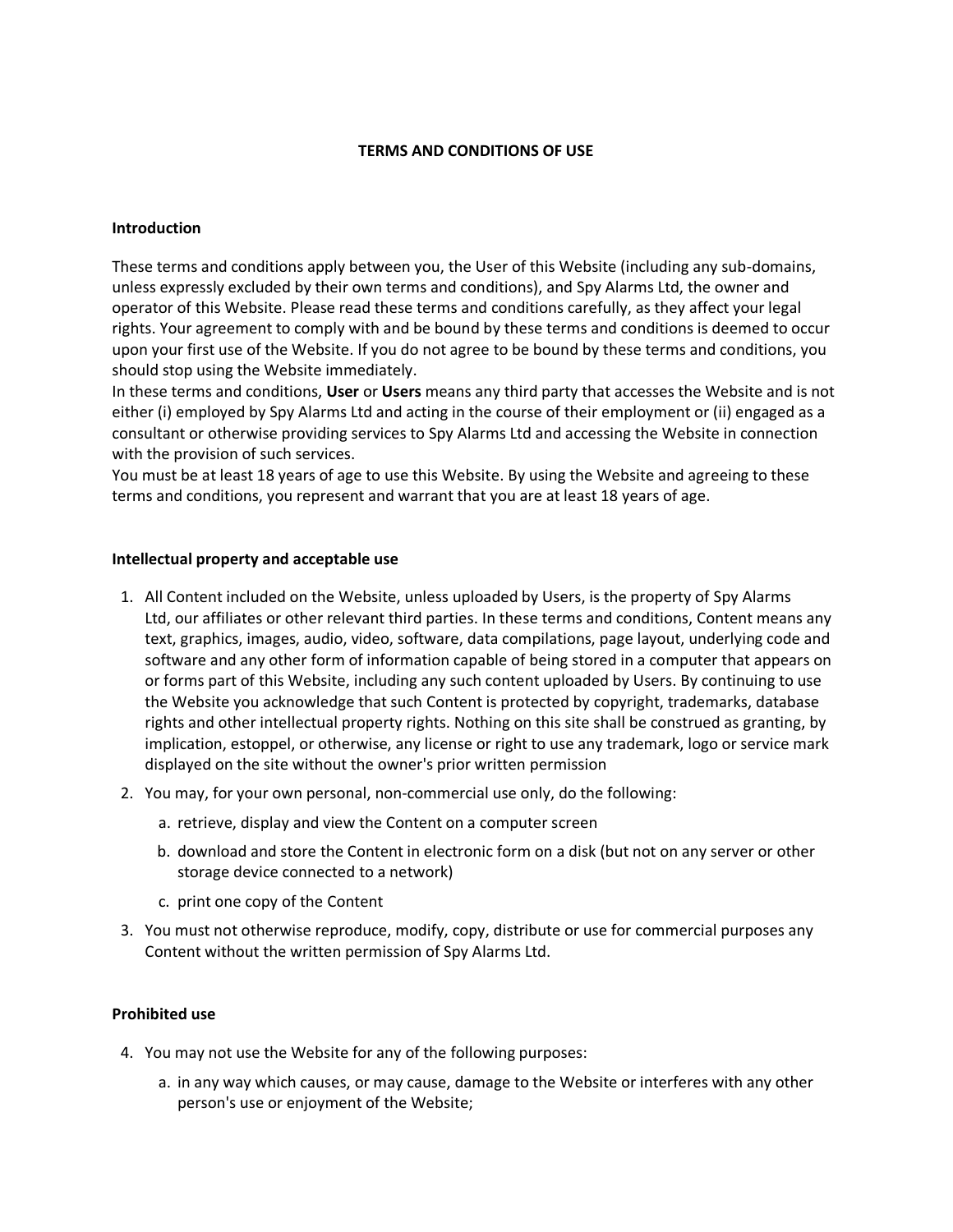# TERMS AND CONDITIONS OF USE

## Introduction

These terms and conditions apply between you, the User of this Website (including any sub-domains, unless expressly excluded by their own terms and conditions), and Spy Alarms Ltd, the owner and operator of this Website. Please read these terms and conditions carefully, as they affect your legal rights. Your agreement to comply with and be bound by these terms and conditions is deemed to occur upon your first use of the Website. If you do not agree to be bound by these terms and conditions, you should stop using the Website immediately.

In these terms and conditions, **User** or **Users** means any third party that accesses the Website and is not either (i) employed by Spy Alarms Ltd and acting in the course of their employment or (ii) engaged as a consultant or otherwise providing services to Spy Alarms Ltd and accessing the Website in connection with the provision of such services.

You must be at least 18 years of age to use this Website. By using the Website and agreeing to these terms and conditions, you represent and warrant that you are at least 18 years of age.

## Intellectual property and acceptable use

1. All Content included on the Website, unless uploaded by Users, is the property of Spy Alarms Ltd, our affiliates or other relevant third parties. In these terms and conditions, Content means any text, graphics, images, audio, video, software, data compilations, page layout, underlying code and software and any other form of information capable of being stored in a computer that appears on or forms part of this Website, including any such content uploaded by Users. By continuing to use the Website you acknowledge that such Content is protected by copyright, trademarks, database rights and other intellectual property rights. Nothing on this site shall be construed as granting, by implication, estoppel, or otherwise, any license or right to use any trademark, logo or service mark displayed on the site without the owner's prior written permission
2. You may, for your own personal, non-commercial use only, do the following:
   a. retrieve, display and view the Content on a computer screen
   b. download and store the Content in electronic form on a disk (but not on any server or other storage device connected to a network)
   c. print one copy of the Content
3. You must not otherwise reproduce, modify, copy, distribute or use for commercial purposes any Content without the written permission of Spy Alarms Ltd.

## Prohibited use

4. You may not use the Website for any of the following purposes:
   a. in any way which causes, or may cause, damage to the Website or interferes with any other person's use or enjoyment of the Website;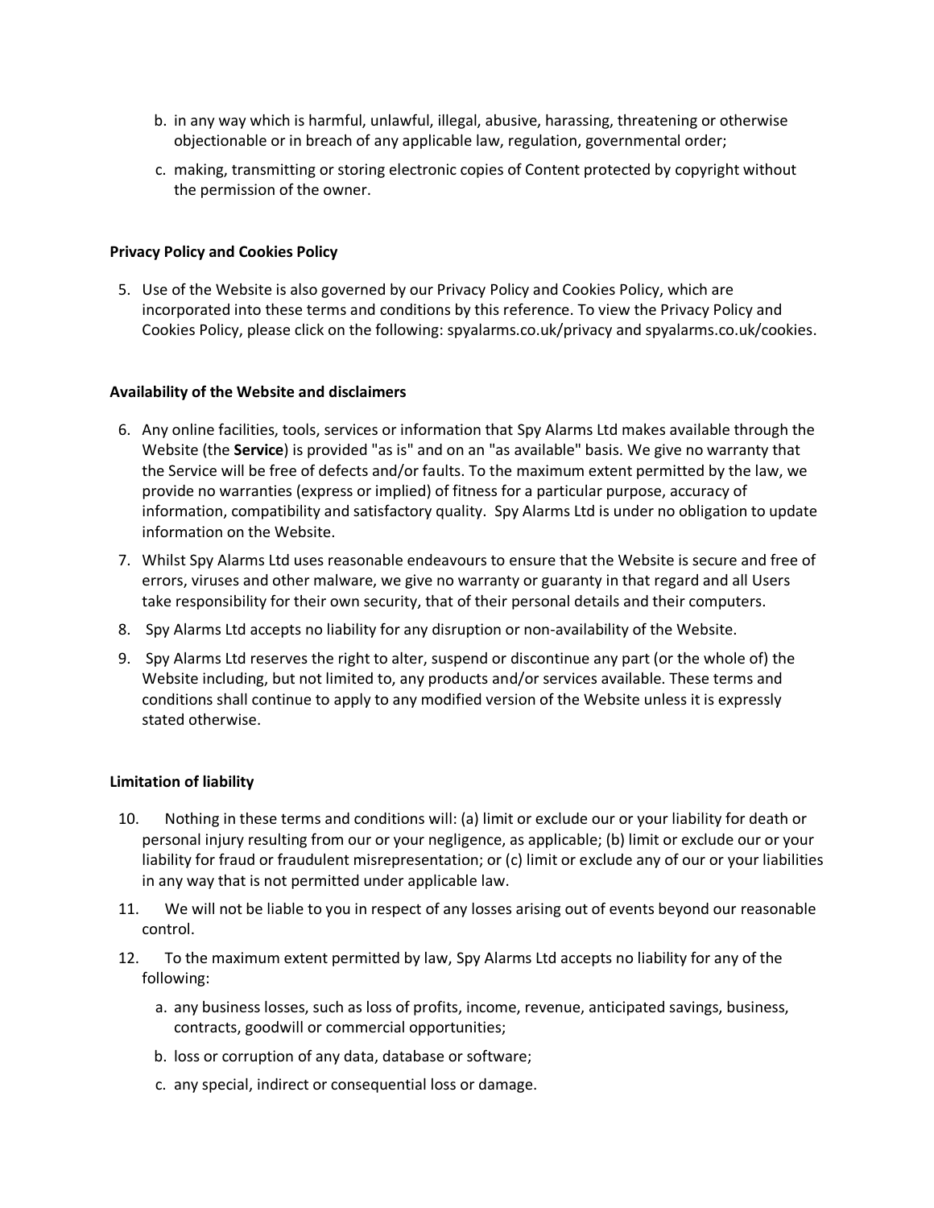b. in any way which is harmful, unlawful, illegal, abusive, harassing, threatening or otherwise objectionable or in breach of any applicable law, regulation, governmental order;

c. making, transmitting or storing electronic copies of Content protected by copyright without the permission of the owner.

**Privacy Policy and Cookies Policy**

5. Use of the Website is also governed by our Privacy Policy and Cookies Policy, which are incorporated into these terms and conditions by this reference. To view the Privacy Policy and Cookies Policy, please click on the following: spyalarms.co.uk/privacy and spyalarms.co.uk/cookies.

**Availability of the Website and disclaimers**

6. Any online facilities, tools, services or information that Spy Alarms Ltd makes available through the Website (the **Service**) is provided "as is" and on an "as available" basis. We give no warranty that the Service will be free of defects and/or faults. To the maximum extent permitted by the law, we provide no warranties (express or implied) of fitness for a particular purpose, accuracy of information, compatibility and satisfactory quality. Spy Alarms Ltd is under no obligation to update information on the Website.
7. Whilst Spy Alarms Ltd uses reasonable endeavours to ensure that the Website is secure and free of errors, viruses and other malware, we give no warranty or guaranty in that regard and all Users take responsibility for their own security, that of their personal details and their computers.
8. Spy Alarms Ltd accepts no liability for any disruption or non-availability of the Website.
9. Spy Alarms Ltd reserves the right to alter, suspend or discontinue any part (or the whole of) the Website including, but not limited to, any products and/or services available. These terms and conditions shall continue to apply to any modified version of the Website unless it is expressly stated otherwise.

**Limitation of liability**

10. Nothing in these terms and conditions will: (a) limit or exclude our or your liability for death or personal injury resulting from our or your negligence, as applicable; (b) limit or exclude our or your liability for fraud or fraudulent misrepresentation; or (c) limit or exclude any of our or your liabilities in any way that is not permitted under applicable law.
11. We will not be liable to you in respect of any losses arising out of events beyond our reasonable control.
12. To the maximum extent permitted by law, Spy Alarms Ltd accepts no liability for any of the following:
    a. any business losses, such as loss of profits, income, revenue, anticipated savings, business, contracts, goodwill or commercial opportunities;
    b. loss or corruption of any data, database or software;
    c. any special, indirect or consequential loss or damage.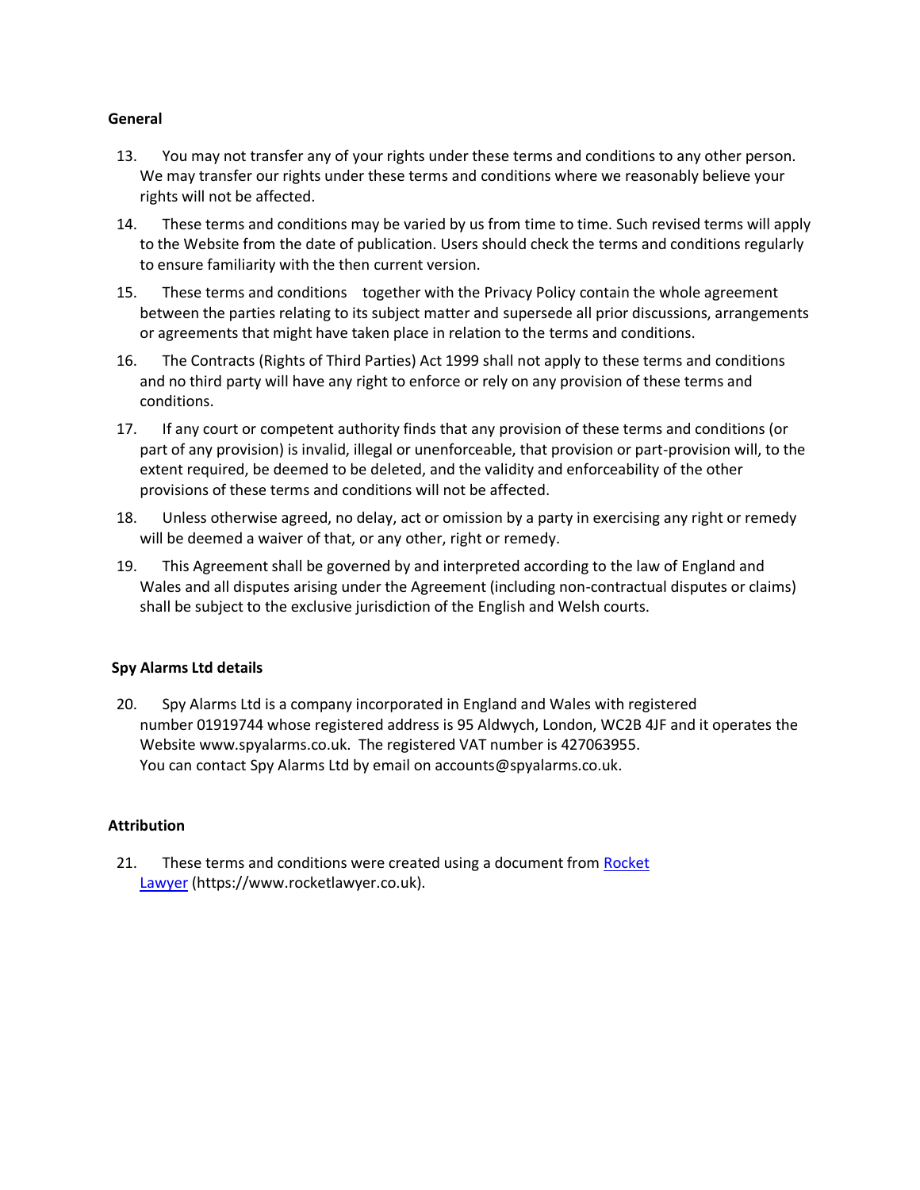**General**

13. You may not transfer any of your rights under these terms and conditions to any other person. We may transfer our rights under these terms and conditions where we reasonably believe your rights will not be affected.

14. These terms and conditions may be varied by us from time to time. Such revised terms will apply to the Website from the date of publication. Users should check the terms and conditions regularly to ensure familiarity with the then current version.

15. These terms and conditions together with the Privacy Policy contain the whole agreement between the parties relating to its subject matter and supersede all prior discussions, arrangements or agreements that might have taken place in relation to the terms and conditions.

16. The Contracts (Rights of Third Parties) Act 1999 shall not apply to these terms and conditions and no third party will have any right to enforce or rely on any provision of these terms and conditions.

17. If any court or competent authority finds that any provision of these terms and conditions (or part of any provision) is invalid, illegal or unenforceable, that provision or part-provision will, to the extent required, be deemed to be deleted, and the validity and enforceability of the other provisions of these terms and conditions will not be affected.

18. Unless otherwise agreed, no delay, act or omission by a party in exercising any right or remedy will be deemed a waiver of that, or any other, right or remedy.

19. This Agreement shall be governed by and interpreted according to the law of England and Wales and all disputes arising under the Agreement (including non-contractual disputes or claims) shall be subject to the exclusive jurisdiction of the English and Welsh courts.

**Spy Alarms Ltd details**

20. Spy Alarms Ltd is a company incorporated in England and Wales with registered number 01919744 whose registered address is 95 Aldwych, London, WC2B 4JF and it operates the Website www.spyalarms.co.uk. The registered VAT number is 427063955.
You can contact Spy Alarms Ltd by email on accounts@spyalarms.co.uk.

**Attribution**

21. These terms and conditions were created using a document from [Rocket Lawyer](https://www.rocketlawyer.co.uk) (https://www.rocketlawyer.co.uk).